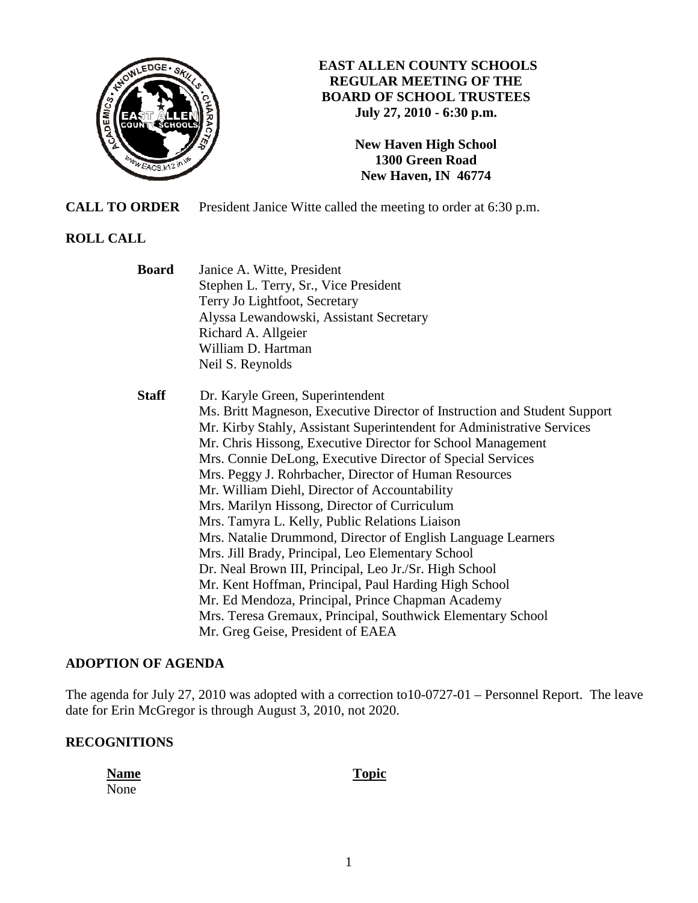# EAST ALLEN COUNTY SCHOOLS
## REGULAR MEETING OF THE BOARD OF SCHOOL TRUSTEES
**July 27, 2010 - 6:30 p.m.**

**New Haven High School**
**1300 Green Road**
**New Haven, IN 46774**

**CALL TO ORDER** President Janice Witte called the meeting to order at 6:30 p.m.

## ROLL CALL

**Board**
- Janice A. Witte, President
- Stephen L. Terry, Sr., Vice President
- Terry Jo Lightfoot, Secretary
- Alyssa Lewandowski, Assistant Secretary
- Richard A. Allgeier
- William D. Hartman
- Neil S. Reynolds

**Staff**
- Dr. Karyle Green, Superintendent
- Ms. Britt Magneson, Executive Director of Instruction and Student Support
- Mr. Kirby Stahly, Assistant Superintendent for Administrative Services
- Mr. Chris Hissong, Executive Director for School Management
- Mrs. Connie DeLong, Executive Director of Special Services
- Mrs. Peggy J. Rohrbacher, Director of Human Resources
- Mr. William Diehl, Director of Accountability
- Mrs. Marilyn Hissong, Director of Curriculum
- Mrs. Tamyra L. Kelly, Public Relations Liaison
- Mrs. Natalie Drummond, Director of English Language Learners
- Mrs. Jill Brady, Principal, Leo Elementary School
- Dr. Neal Brown III, Principal, Leo Jr./Sr. High School
- Mr. Kent Hoffman, Principal, Paul Harding High School
- Mr. Ed Mendoza, Principal, Prince Chapman Academy
- Mrs. Teresa Gremaux, Principal, Southwick Elementary School
- Mr. Greg Geise, President of EAEA

## ADOPTION OF AGENDA

The agenda for July 27, 2010 was adopted with a correction to10-0727-01 – Personnel Report. The leave date for Erin McGregor is through August 3, 2010, not 2020.

## RECOGNITIONS

| Name | Topic |
|---|---|
| None | |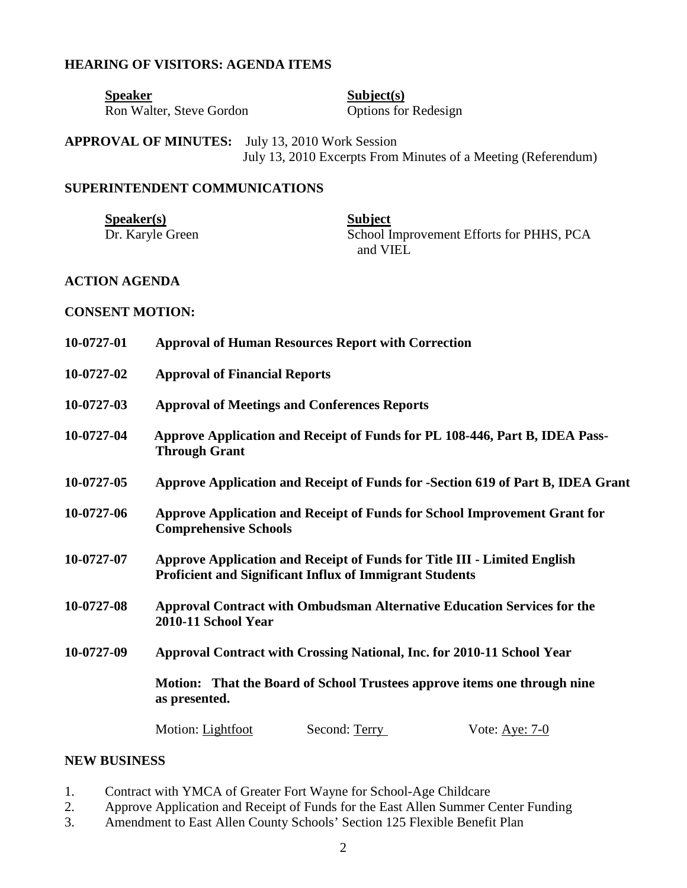## HEARING OF VISITORS: AGENDA ITEMS

| Speaker | Subject(s) |
|---|---|
| Ron Walter, Steve Gordon | Options for Redesign |

**APPROVAL OF MINUTES:** July 13, 2010 Work Session
July 13, 2010 Excerpts From Minutes of a Meeting (Referendum)

## SUPERINTENDENT COMMUNICATIONS

| Speaker(s) | Subject |
|---|---|
| Dr. Karyle Green | School Improvement Efforts for PHHS, PCA and VIEL |

## ACTION AGENDA

## CONSENT MOTION:

**10-0727-01** **Approval of Human Resources Report with Correction**

**10-0727-02** **Approval of Financial Reports**

**10-0727-03** **Approval of Meetings and Conferences Reports**

**10-0727-04** **Approve Application and Receipt of Funds for PL 108-446, Part B, IDEA Pass-Through Grant**

**10-0727-05** **Approve Application and Receipt of Funds for -Section 619 of Part B, IDEA Grant**

**10-0727-06** **Approve Application and Receipt of Funds for School Improvement Grant for Comprehensive Schools**

**10-0727-07** **Approve Application and Receipt of Funds for Title III - Limited English Proficient and Significant Influx of Immigrant Students**

**10-0727-08** **Approval Contract with Ombudsman Alternative Education Services for the 2010-11 School Year**

**10-0727-09** **Approval Contract with Crossing National, Inc. for 2010-11 School Year**

**Motion: That the Board of School Trustees approve items one through nine as presented.**

Motion: Lightfoot Second: Terry Vote: Aye: 7-0

## NEW BUSINESS

1. Contract with YMCA of Greater Fort Wayne for School-Age Childcare
2. Approve Application and Receipt of Funds for the East Allen Summer Center Funding
3. Amendment to East Allen County Schools' Section 125 Flexible Benefit Plan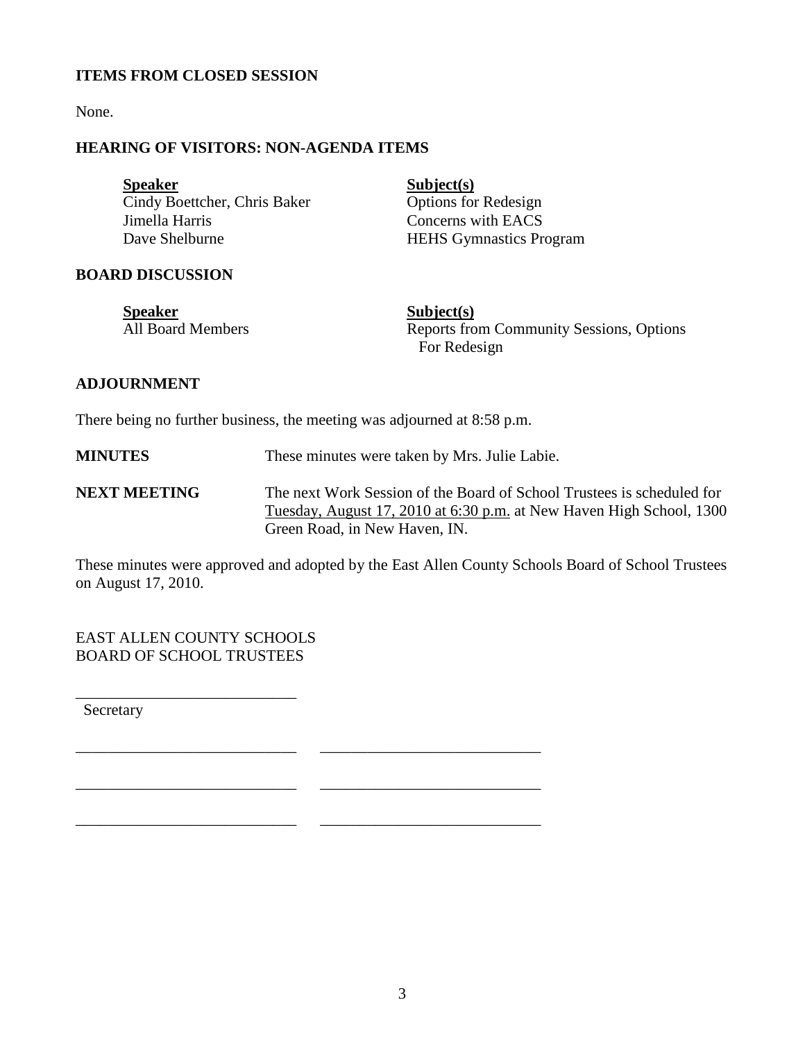## ITEMS FROM CLOSED SESSION

None.

## HEARING OF VISITORS: NON-AGENDA ITEMS

| Speaker | Subject(s) |
| --- | --- |
| Cindy Boettcher, Chris Baker | Options for Redesign |
| Jimella Harris | Concerns with EACS |
| Dave Shelburne | HEHS Gymnastics Program |

## BOARD DISCUSSION

| Speaker | Subject(s) |
| --- | --- |
| All Board Members | Reports from Community Sessions, Options For Redesign |

## ADJOURNMENT

There being no further business, the meeting was adjourned at 8:58 p.m.

**MINUTES** These minutes were taken by Mrs. Julie Labie.

**NEXT MEETING** The next Work Session of the Board of School Trustees is scheduled for Tuesday, August 17, 2010 at 6:30 p.m. at New Haven High School, 1300 Green Road, in New Haven, IN.

These minutes were approved and adopted by the East Allen County Schools Board of School Trustees on August 17, 2010.

EAST ALLEN COUNTY SCHOOLS
BOARD OF SCHOOL TRUSTEES

____________________________
Secretary

____________________________ ____________________________

____________________________ ____________________________

____________________________ ____________________________